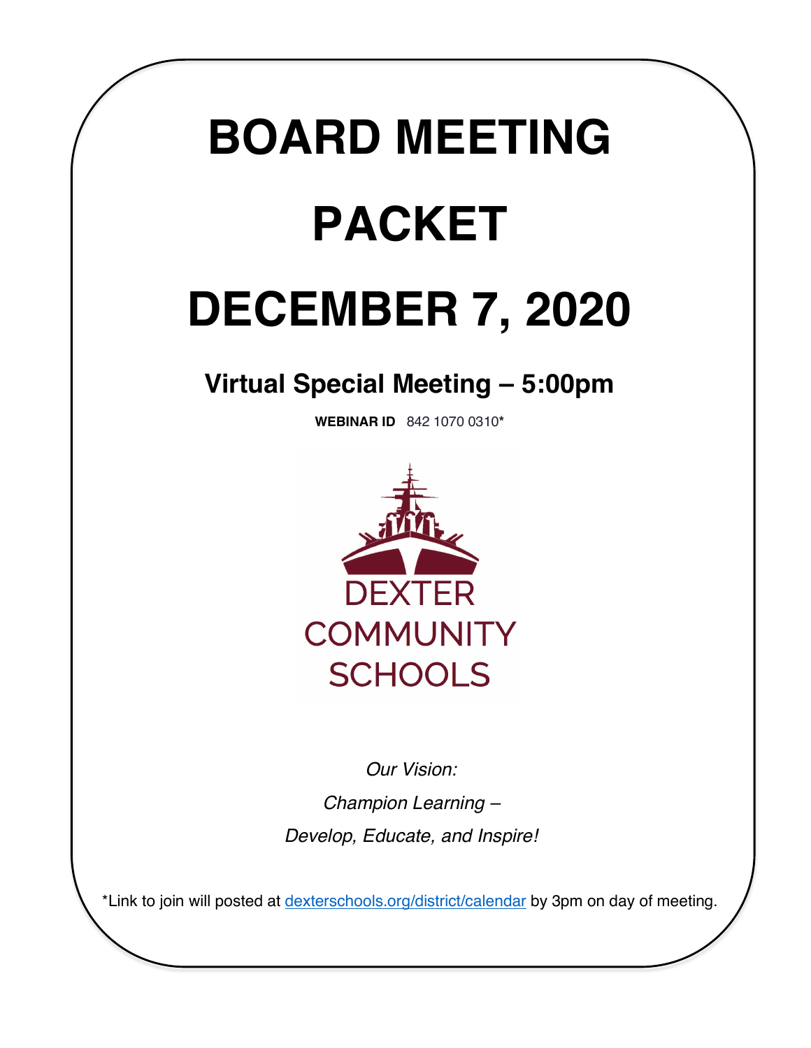# BOARD MEETING PACKET

# DECEMBER 7, 2020

## Virtual Special Meeting – 5:00pm

**WEBINAR ID** 842 1070 0310**\***

DEXTER COMMUNITY SCHOOLS

*Our Vision:*

*Champion Learning –*

*Develop, Educate, and Inspire!*

*Link to join will posted at dexterschools.org/district/calendar by 3pm on day of meeting.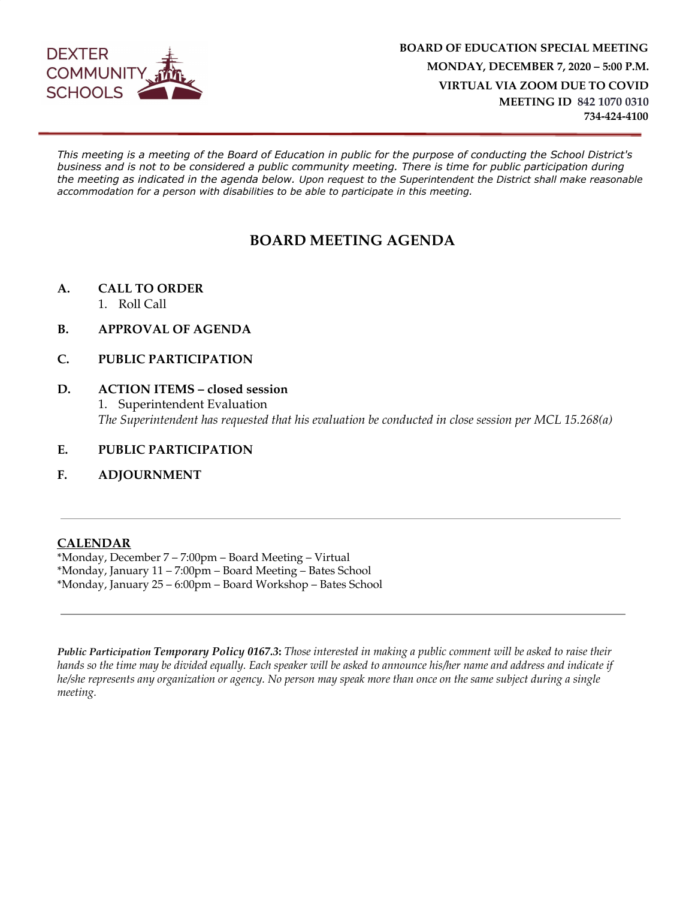DEXTER COMMUNITY SCHOOLS

**BOARD OF EDUCATION SPECIAL MEETING**
**MONDAY, DECEMBER 7, 2020 – 5:00 P.M.**
**VIRTUAL VIA ZOOM DUE TO COVID**
**MEETING ID 842 1070 0310**
**734-424-4100**

*This meeting is a meeting of the Board of Education in public for the purpose of conducting the School District's business and is not to be considered a public community meeting. There is time for public participation during the meeting as indicated in the agenda below. Upon request to the Superintendent the District shall make reasonable accommodation for a person with disabilities to be able to participate in this meeting.*

# BOARD MEETING AGENDA

**A. CALL TO ORDER**

1. Roll Call

**B. APPROVAL OF AGENDA**

**C. PUBLIC PARTICIPATION**

**D. ACTION ITEMS – closed session**

1. Superintendent Evaluation

*The Superintendent has requested that his evaluation be conducted in close session per MCL 15.268(a)*

**E. PUBLIC PARTICIPATION**

**F. ADJOURNMENT**

---

**CALENDAR**

*Monday, December 7 – 7:00pm – Board Meeting – Virtual
*Monday, January 11 – 7:00pm – Board Meeting – Bates School
*Monday, January 25 – 6:00pm – Board Workshop – Bates School

---

***Public Participation Temporary Policy 0167.3*:** *Those interested in making a public comment will be asked to raise their hands so the time may be divided equally. Each speaker will be asked to announce his/her name and address and indicate if he/she represents any organization or agency. No person may speak more than once on the same subject during a single meeting.*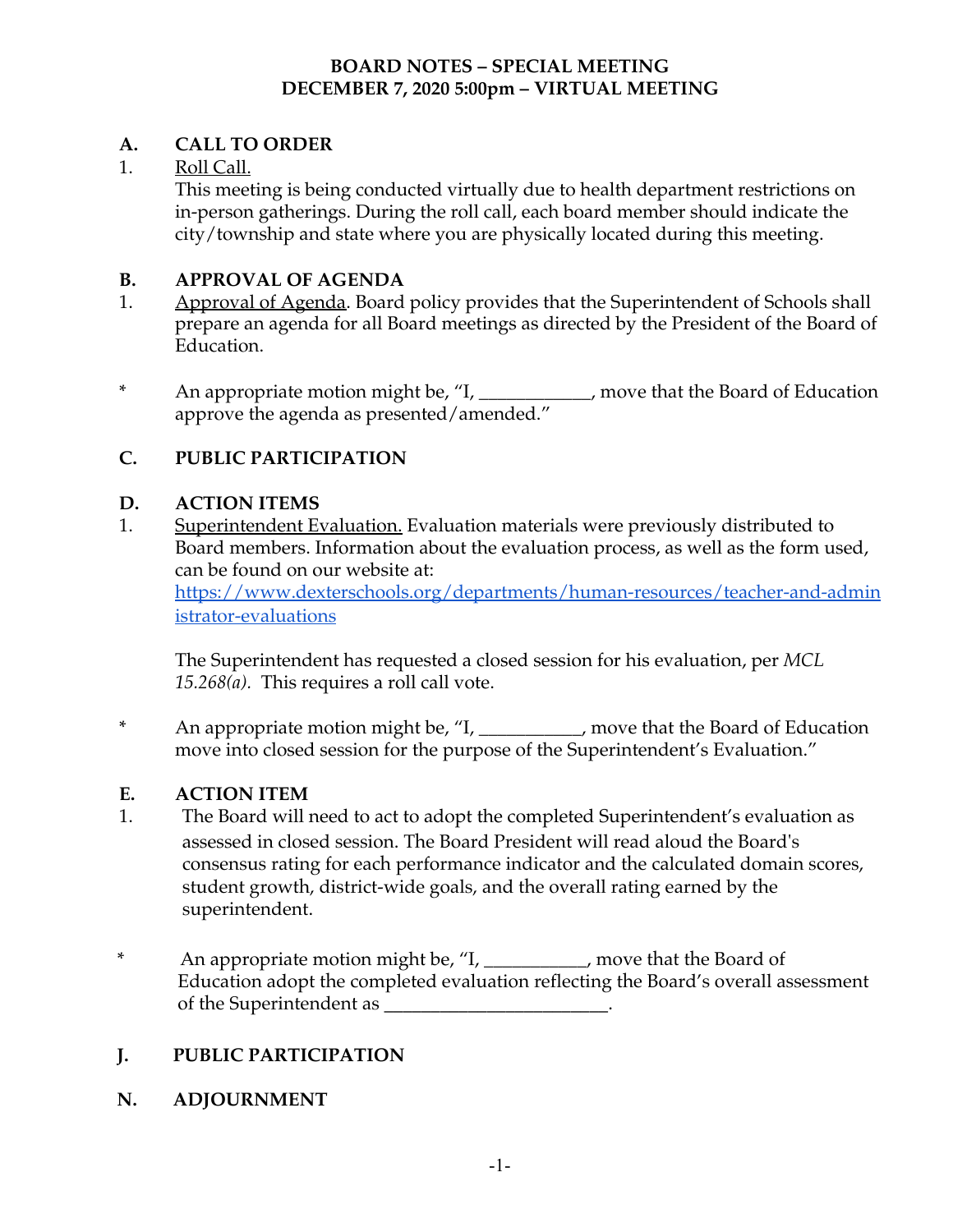**BOARD NOTES – SPECIAL MEETING**
**DECEMBER 7, 2020 5:00pm – VIRTUAL MEETING**

## A. CALL TO ORDER

1. Roll Call.
   This meeting is being conducted virtually due to health department restrictions on in-person gatherings. During the roll call, each board member should indicate the city/township and state where you are physically located during this meeting.

## B. APPROVAL OF AGENDA

1. Approval of Agenda. Board policy provides that the Superintendent of Schools shall prepare an agenda for all Board meetings as directed by the President of the Board of Education.

\* An appropriate motion might be, "I, ____________, move that the Board of Education approve the agenda as presented/amended."

## C. PUBLIC PARTICIPATION

## D. ACTION ITEMS

1. Superintendent Evaluation. Evaluation materials were previously distributed to Board members. Information about the evaluation process, as well as the form used, can be found on our website at: https://www.dexterschools.org/departments/human-resources/teacher-and-administrator-evaluations

   The Superintendent has requested a closed session for his evaluation, per *MCL 15.268(a).* This requires a roll call vote.

\* An appropriate motion might be, "I, ___________, move that the Board of Education move into closed session for the purpose of the Superintendent's Evaluation."

## E. ACTION ITEM

1. The Board will need to act to adopt the completed Superintendent's evaluation as assessed in closed session. The Board President will read aloud the Board's consensus rating for each performance indicator and the calculated domain scores, student growth, district-wide goals, and the overall rating earned by the superintendent.

\* An appropriate motion might be, "I, ___________, move that the Board of Education adopt the completed evaluation reflecting the Board's overall assessment of the Superintendent as ________________________.

## J. PUBLIC PARTICIPATION

## N. ADJOURNMENT